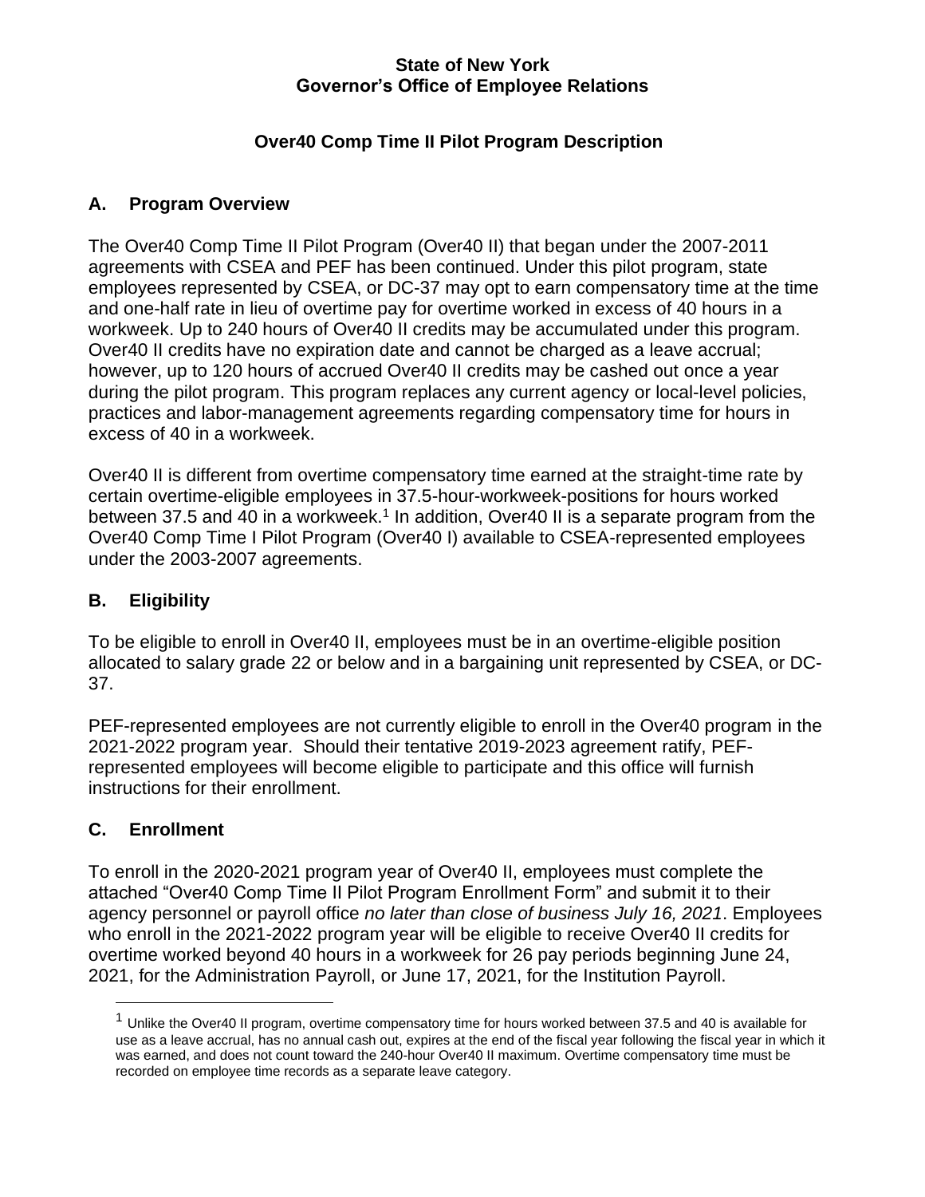**State of New York**
**Governor's Office of Employee Relations**

# Over40 Comp Time II Pilot Program Description

## A. Program Overview

The Over40 Comp Time II Pilot Program (Over40 II) that began under the 2007-2011 agreements with CSEA and PEF has been continued. Under this pilot program, state employees represented by CSEA, or DC-37 may opt to earn compensatory time at the time and one-half rate in lieu of overtime pay for overtime worked in excess of 40 hours in a workweek. Up to 240 hours of Over40 II credits may be accumulated under this program. Over40 II credits have no expiration date and cannot be charged as a leave accrual; however, up to 120 hours of accrued Over40 II credits may be cashed out once a year during the pilot program. This program replaces any current agency or local-level policies, practices and labor-management agreements regarding compensatory time for hours in excess of 40 in a workweek.

Over40 II is different from overtime compensatory time earned at the straight-time rate by certain overtime-eligible employees in 37.5-hour-workweek-positions for hours worked between 37.5 and 40 in a workweek.[1] In addition, Over40 II is a separate program from the Over40 Comp Time I Pilot Program (Over40 I) available to CSEA-represented employees under the 2003-2007 agreements.

## B. Eligibility

To be eligible to enroll in Over40 II, employees must be in an overtime-eligible position allocated to salary grade 22 or below and in a bargaining unit represented by CSEA, or DC-37.

PEF-represented employees are not currently eligible to enroll in the Over40 program in the 2021-2022 program year. Should their tentative 2019-2023 agreement ratify, PEF-represented employees will become eligible to participate and this office will furnish instructions for their enrollment.

## C. Enrollment

To enroll in the 2020-2021 program year of Over40 II, employees must complete the attached "Over40 Comp Time II Pilot Program Enrollment Form" and submit it to their agency personnel or payroll office *no later than close of business July 16, 2021*. Employees who enroll in the 2021-2022 program year will be eligible to receive Over40 II credits for overtime worked beyond 40 hours in a workweek for 26 pay periods beginning June 24, 2021, for the Administration Payroll, or June 17, 2021, for the Institution Payroll.

---

[1] Unlike the Over40 II program, overtime compensatory time for hours worked between 37.5 and 40 is available for use as a leave accrual, has no annual cash out, expires at the end of the fiscal year following the fiscal year in which it was earned, and does not count toward the 240-hour Over40 II maximum. Overtime compensatory time must be recorded on employee time records as a separate leave category.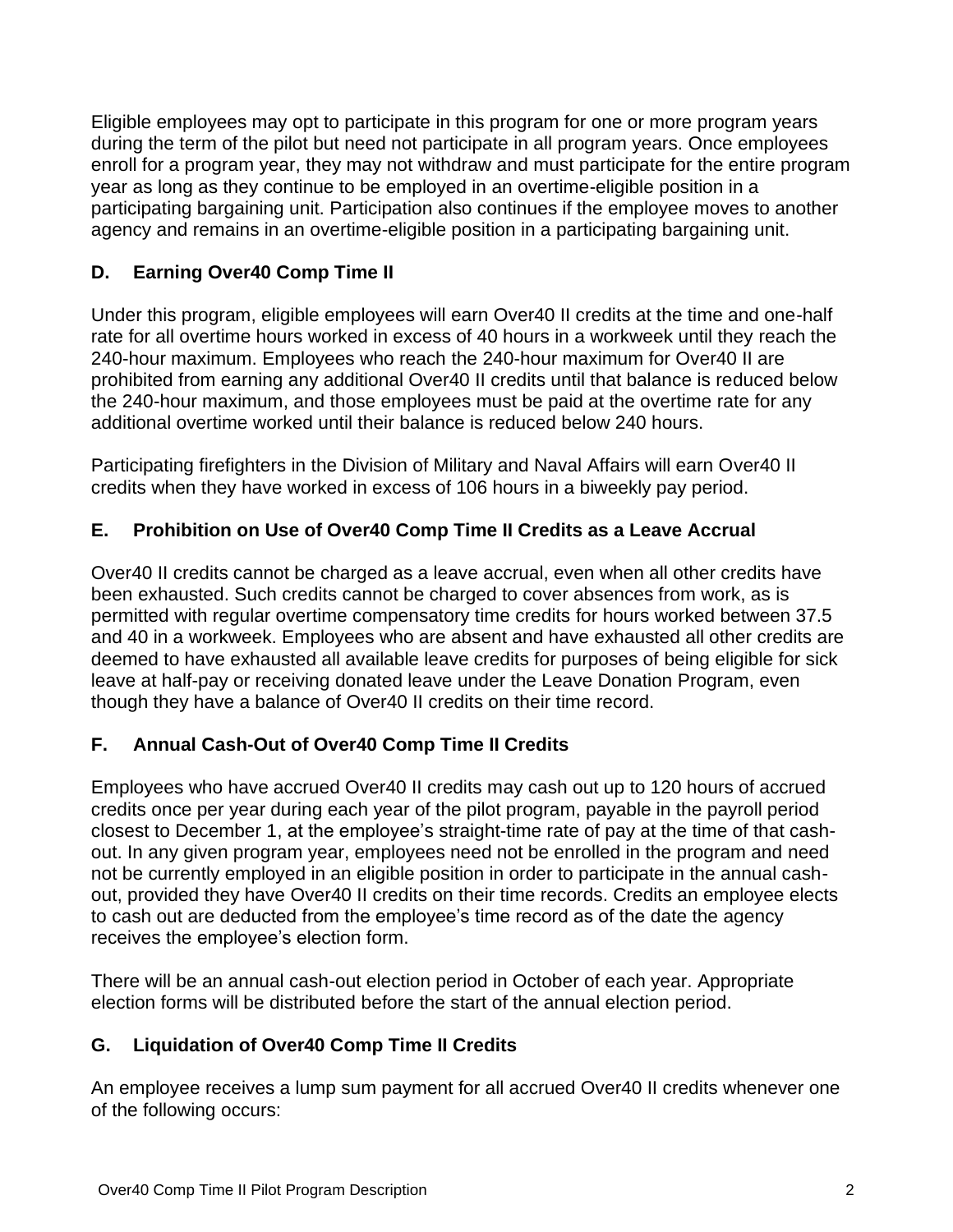Eligible employees may opt to participate in this program for one or more program years during the term of the pilot but need not participate in all program years. Once employees enroll for a program year, they may not withdraw and must participate for the entire program year as long as they continue to be employed in an overtime-eligible position in a participating bargaining unit. Participation also continues if the employee moves to another agency and remains in an overtime-eligible position in a participating bargaining unit.

### D. Earning Over40 Comp Time II

Under this program, eligible employees will earn Over40 II credits at the time and one-half rate for all overtime hours worked in excess of 40 hours in a workweek until they reach the 240-hour maximum. Employees who reach the 240-hour maximum for Over40 II are prohibited from earning any additional Over40 II credits until that balance is reduced below the 240-hour maximum, and those employees must be paid at the overtime rate for any additional overtime worked until their balance is reduced below 240 hours.

Participating firefighters in the Division of Military and Naval Affairs will earn Over40 II credits when they have worked in excess of 106 hours in a biweekly pay period.

### E. Prohibition on Use of Over40 Comp Time II Credits as a Leave Accrual

Over40 II credits cannot be charged as a leave accrual, even when all other credits have been exhausted. Such credits cannot be charged to cover absences from work, as is permitted with regular overtime compensatory time credits for hours worked between 37.5 and 40 in a workweek. Employees who are absent and have exhausted all other credits are deemed to have exhausted all available leave credits for purposes of being eligible for sick leave at half-pay or receiving donated leave under the Leave Donation Program, even though they have a balance of Over40 II credits on their time record.

### F. Annual Cash-Out of Over40 Comp Time II Credits

Employees who have accrued Over40 II credits may cash out up to 120 hours of accrued credits once per year during each year of the pilot program, payable in the payroll period closest to December 1, at the employee's straight-time rate of pay at the time of that cash-out. In any given program year, employees need not be enrolled in the program and need not be currently employed in an eligible position in order to participate in the annual cash-out, provided they have Over40 II credits on their time records. Credits an employee elects to cash out are deducted from the employee's time record as of the date the agency receives the employee's election form.

There will be an annual cash-out election period in October of each year. Appropriate election forms will be distributed before the start of the annual election period.

### G. Liquidation of Over40 Comp Time II Credits

An employee receives a lump sum payment for all accrued Over40 II credits whenever one of the following occurs: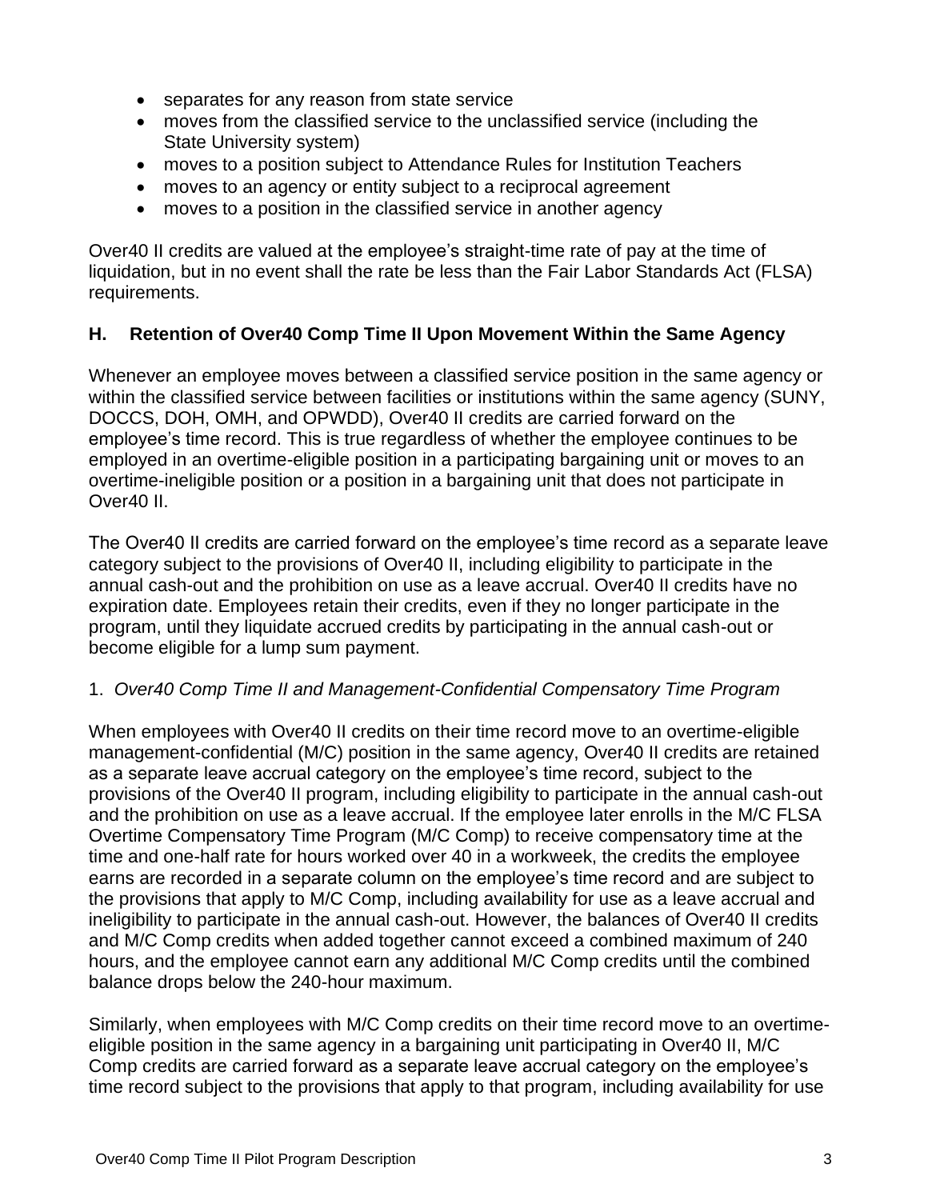- separates for any reason from state service
- moves from the classified service to the unclassified service (including the State University system)
- moves to a position subject to Attendance Rules for Institution Teachers
- moves to an agency or entity subject to a reciprocal agreement
- moves to a position in the classified service in another agency

Over40 II credits are valued at the employee's straight-time rate of pay at the time of liquidation, but in no event shall the rate be less than the Fair Labor Standards Act (FLSA) requirements.

## H. Retention of Over40 Comp Time II Upon Movement Within the Same Agency

Whenever an employee moves between a classified service position in the same agency or within the classified service between facilities or institutions within the same agency (SUNY, DOCCS, DOH, OMH, and OPWDD), Over40 II credits are carried forward on the employee's time record. This is true regardless of whether the employee continues to be employed in an overtime-eligible position in a participating bargaining unit or moves to an overtime-ineligible position or a position in a bargaining unit that does not participate in Over40 II.

The Over40 II credits are carried forward on the employee's time record as a separate leave category subject to the provisions of Over40 II, including eligibility to participate in the annual cash-out and the prohibition on use as a leave accrual. Over40 II credits have no expiration date. Employees retain their credits, even if they no longer participate in the program, until they liquidate accrued credits by participating in the annual cash-out or become eligible for a lump sum payment.

1. *Over40 Comp Time II and Management-Confidential Compensatory Time Program*

When employees with Over40 II credits on their time record move to an overtime-eligible management-confidential (M/C) position in the same agency, Over40 II credits are retained as a separate leave accrual category on the employee's time record, subject to the provisions of the Over40 II program, including eligibility to participate in the annual cash-out and the prohibition on use as a leave accrual. If the employee later enrolls in the M/C FLSA Overtime Compensatory Time Program (M/C Comp) to receive compensatory time at the time and one-half rate for hours worked over 40 in a workweek, the credits the employee earns are recorded in a separate column on the employee's time record and are subject to the provisions that apply to M/C Comp, including availability for use as a leave accrual and ineligibility to participate in the annual cash-out. However, the balances of Over40 II credits and M/C Comp credits when added together cannot exceed a combined maximum of 240 hours, and the employee cannot earn any additional M/C Comp credits until the combined balance drops below the 240-hour maximum.

Similarly, when employees with M/C Comp credits on their time record move to an overtime-eligible position in the same agency in a bargaining unit participating in Over40 II, M/C Comp credits are carried forward as a separate leave accrual category on the employee's time record subject to the provisions that apply to that program, including availability for use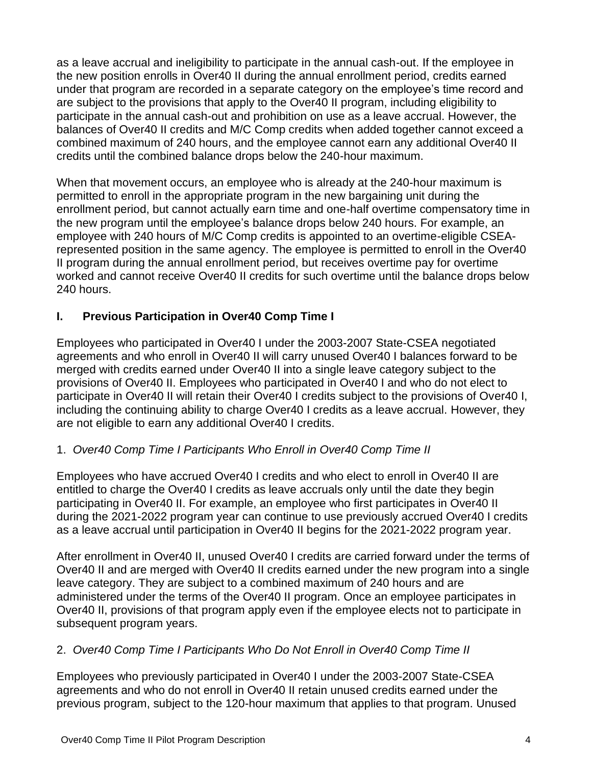as a leave accrual and ineligibility to participate in the annual cash-out. If the employee in the new position enrolls in Over40 II during the annual enrollment period, credits earned under that program are recorded in a separate category on the employee's time record and are subject to the provisions that apply to the Over40 II program, including eligibility to participate in the annual cash-out and prohibition on use as a leave accrual. However, the balances of Over40 II credits and M/C Comp credits when added together cannot exceed a combined maximum of 240 hours, and the employee cannot earn any additional Over40 II credits until the combined balance drops below the 240-hour maximum.

When that movement occurs, an employee who is already at the 240-hour maximum is permitted to enroll in the appropriate program in the new bargaining unit during the enrollment period, but cannot actually earn time and one-half overtime compensatory time in the new program until the employee's balance drops below 240 hours. For example, an employee with 240 hours of M/C Comp credits is appointed to an overtime-eligible CSEA-represented position in the same agency. The employee is permitted to enroll in the Over40 II program during the annual enrollment period, but receives overtime pay for overtime worked and cannot receive Over40 II credits for such overtime until the balance drops below 240 hours.

## I. Previous Participation in Over40 Comp Time I

Employees who participated in Over40 I under the 2003-2007 State-CSEA negotiated agreements and who enroll in Over40 II will carry unused Over40 I balances forward to be merged with credits earned under Over40 II into a single leave category subject to the provisions of Over40 II. Employees who participated in Over40 I and who do not elect to participate in Over40 II will retain their Over40 I credits subject to the provisions of Over40 I, including the continuing ability to charge Over40 I credits as a leave accrual. However, they are not eligible to earn any additional Over40 I credits.

1. *Over40 Comp Time I Participants Who Enroll in Over40 Comp Time II*

Employees who have accrued Over40 I credits and who elect to enroll in Over40 II are entitled to charge the Over40 I credits as leave accruals only until the date they begin participating in Over40 II. For example, an employee who first participates in Over40 II during the 2021-2022 program year can continue to use previously accrued Over40 I credits as a leave accrual until participation in Over40 II begins for the 2021-2022 program year.

After enrollment in Over40 II, unused Over40 I credits are carried forward under the terms of Over40 II and are merged with Over40 II credits earned under the new program into a single leave category. They are subject to a combined maximum of 240 hours and are administered under the terms of the Over40 II program. Once an employee participates in Over40 II, provisions of that program apply even if the employee elects not to participate in subsequent program years.

2. *Over40 Comp Time I Participants Who Do Not Enroll in Over40 Comp Time II*

Employees who previously participated in Over40 I under the 2003-2007 State-CSEA agreements and who do not enroll in Over40 II retain unused credits earned under the previous program, subject to the 120-hour maximum that applies to that program. Unused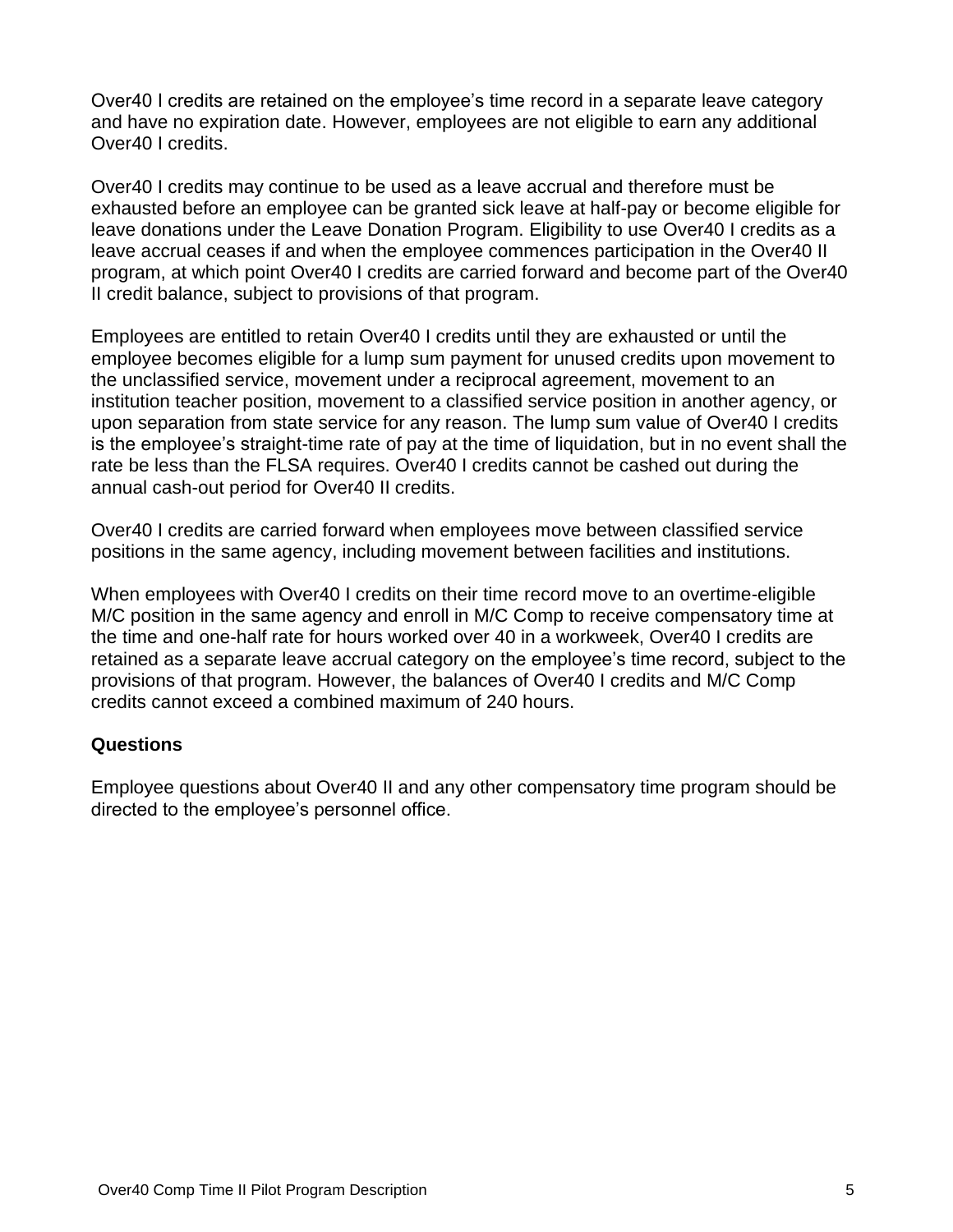Over40 I credits are retained on the employee's time record in a separate leave category and have no expiration date. However, employees are not eligible to earn any additional Over40 I credits.

Over40 I credits may continue to be used as a leave accrual and therefore must be exhausted before an employee can be granted sick leave at half-pay or become eligible for leave donations under the Leave Donation Program. Eligibility to use Over40 I credits as a leave accrual ceases if and when the employee commences participation in the Over40 II program, at which point Over40 I credits are carried forward and become part of the Over40 II credit balance, subject to provisions of that program.

Employees are entitled to retain Over40 I credits until they are exhausted or until the employee becomes eligible for a lump sum payment for unused credits upon movement to the unclassified service, movement under a reciprocal agreement, movement to an institution teacher position, movement to a classified service position in another agency, or upon separation from state service for any reason. The lump sum value of Over40 I credits is the employee's straight-time rate of pay at the time of liquidation, but in no event shall the rate be less than the FLSA requires. Over40 I credits cannot be cashed out during the annual cash-out period for Over40 II credits.

Over40 I credits are carried forward when employees move between classified service positions in the same agency, including movement between facilities and institutions.

When employees with Over40 I credits on their time record move to an overtime-eligible M/C position in the same agency and enroll in M/C Comp to receive compensatory time at the time and one-half rate for hours worked over 40 in a workweek, Over40 I credits are retained as a separate leave accrual category on the employee's time record, subject to the provisions of that program. However, the balances of Over40 I credits and M/C Comp credits cannot exceed a combined maximum of 240 hours.

### Questions

Employee questions about Over40 II and any other compensatory time program should be directed to the employee's personnel office.